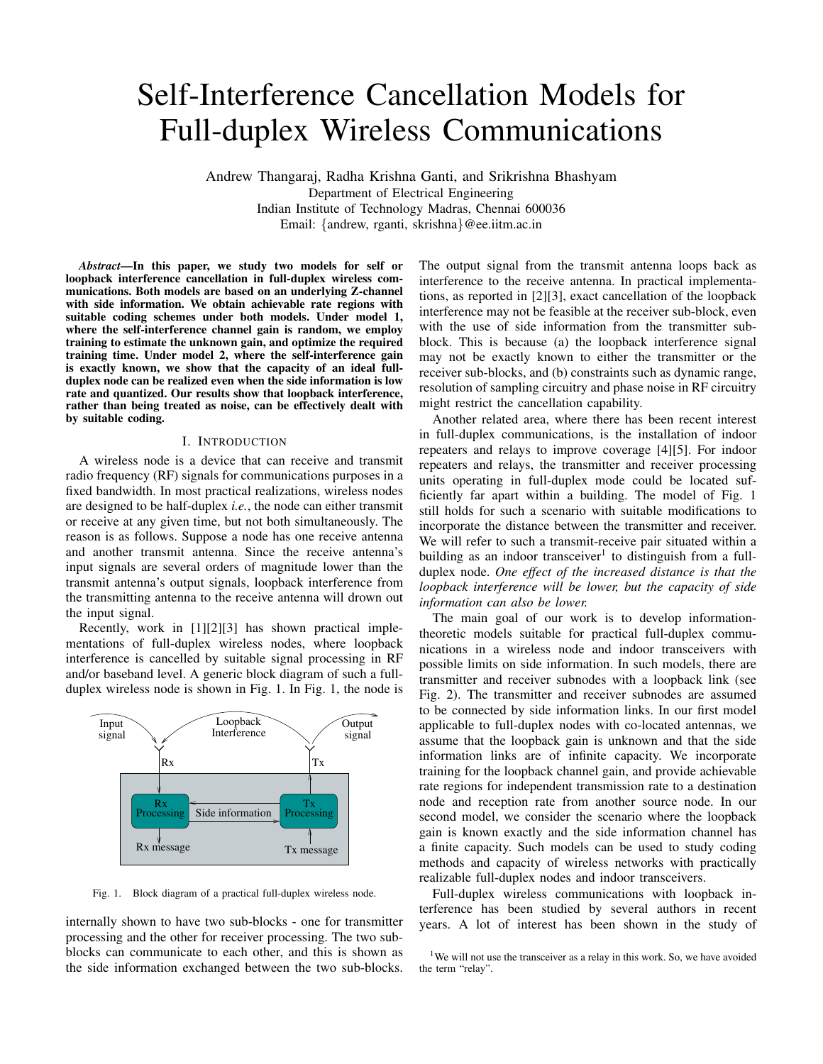# Self-Interference Cancellation Models for Full-duplex Wireless Communications

Andrew Thangaraj, Radha Krishna Ganti, and Srikrishna Bhashyam
Department of Electrical Engineering
Indian Institute of Technology Madras, Chennai 600036
Email: {andrew, rganti, skrishna}@ee.iitm.ac.in

***Abstract*—In this paper, we study two models for self or loopback interference cancellation in full-duplex wireless communications. Both models are based on an underlying Z-channel with side information. We obtain achievable rate regions with suitable coding schemes under both models. Under model 1, where the self-interference channel gain is random, we employ training to estimate the unknown gain, and optimize the required training time. Under model 2, where the self-interference gain is exactly known, we show that the capacity of an ideal full-duplex node can be realized even when the side information is low rate and quantized. Our results show that loopback interference, rather than being treated as noise, can be effectively dealt with by suitable coding.**

## I. Introduction

A wireless node is a device that can receive and transmit radio frequency (RF) signals for communications purposes in a fixed bandwidth. In most practical realizations, wireless nodes are designed to be half-duplex *i.e.*, the node can either transmit or receive at any given time, but not both simultaneously. The reason is as follows. Suppose a node has one receive antenna and another transmit antenna. Since the receive antenna's input signals are several orders of magnitude lower than the transmit antenna's output signals, loopback interference from the transmitting antenna to the receive antenna will drown out the input signal.

Recently, work in [1][2][3] has shown practical implementations of full-duplex wireless nodes, where loopback interference is cancelled by suitable signal processing in RF and/or baseband level. A generic block diagram of such a full-duplex wireless node is shown in Fig. 1. In Fig. 1, the node is internally shown to have two sub-blocks - one for transmitter processing and the other for receiver processing. The two sub-blocks can communicate to each other, and this is shown as the side information exchanged between the two sub-blocks. The output signal from the transmit antenna loops back as interference to the receive antenna. In practical implementations, as reported in [2][3], exact cancellation of the loopback interference may not be feasible at the receiver sub-block, even with the use of side information from the transmitter sub-block. This is because (a) the loopback interference signal may not be exactly known to either the transmitter or the receiver sub-blocks, and (b) constraints such as dynamic range, resolution of sampling circuitry and phase noise in RF circuitry might restrict the cancellation capability.

Fig. 1. Block diagram of a practical full-duplex wireless node.

Another related area, where there has been recent interest in full-duplex communications, is the installation of indoor repeaters and relays to improve coverage [4][5]. For indoor repeaters and relays, the transmitter and receiver processing units operating in full-duplex mode could be located sufficiently far apart within a building. The model of Fig. 1 still holds for such a scenario with suitable modifications to incorporate the distance between the transmitter and receiver. We will refer to such a transmit-receive pair situated within a building as an indoor transceiver[1] to distinguish from a full-duplex node. *One effect of the increased distance is that the loopback interference will be lower, but the capacity of side information can also be lower.*

The main goal of our work is to develop information-theoretic models suitable for practical full-duplex communications in a wireless node and indoor transceivers with possible limits on side information. In such models, there are transmitter and receiver subnodes with a loopback link (see Fig. 2). The transmitter and receiver subnodes are assumed to be connected by side information links. In our first model applicable to full-duplex nodes with co-located antennas, we assume that the loopback gain is unknown and that the side information links are of infinite capacity. We incorporate training for the loopback channel gain, and provide achievable rate regions for independent transmission rate to a destination node and reception rate from another source node. In our second model, we consider the scenario where the loopback gain is known exactly and the side information channel has a finite capacity. Such models can be used to study coding methods and capacity of wireless networks with practically realizable full-duplex nodes and indoor transceivers.

Full-duplex wireless communications with loopback interference has been studied by several authors in recent years. A lot of interest has been shown in the study of

[1] We will not use the transceiver as a relay in this work. So, we have avoided the term "relay".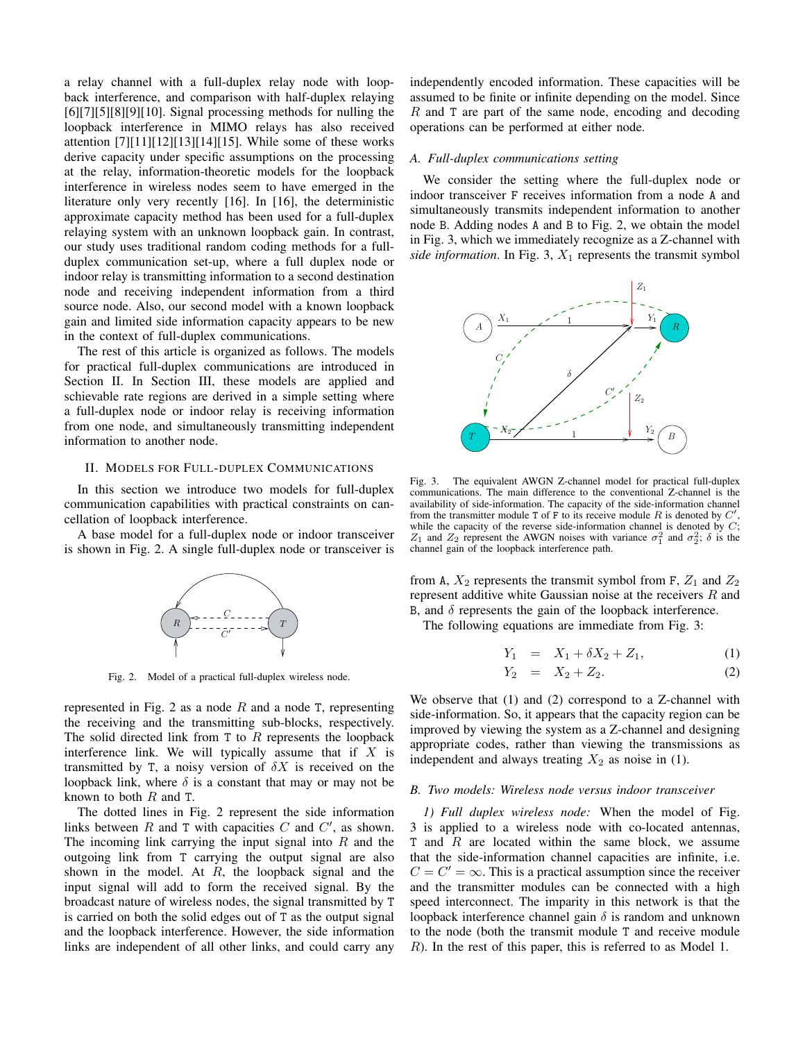a relay channel with a full-duplex relay node with loopback interference, and comparison with half-duplex relaying [6][7][5][8][9][10]. Signal processing methods for nulling the loopback interference in MIMO relays has also received attention [7][11][12][13][14][15]. While some of these works derive capacity under specific assumptions on the processing at the relay, information-theoretic models for the loopback interference in wireless nodes seem to have emerged in the literature only very recently [16]. In [16], the deterministic approximate capacity method has been used for a full-duplex relaying system with an unknown loopback gain. In contrast, our study uses traditional random coding methods for a full-duplex communication set-up, where a full duplex node or indoor relay is transmitting information to a second destination node and receiving independent information from a third source node. Also, our second model with a known loopback gain and limited side information capacity appears to be new in the context of full-duplex communications.

The rest of this article is organized as follows. The models for practical full-duplex communications are introduced in Section II. In Section III, these models are applied and schievable rate regions are derived in a simple setting where a full-duplex node or indoor relay is receiving information from one node, and simultaneously transmitting independent information to another node.

## II. Models for Full-duplex Communications

In this section we introduce two models for full-duplex communication capabilities with practical constraints on cancellation of loopback interference.

A base model for a full-duplex node or indoor transceiver is shown in Fig. 2. A single full-duplex node or transceiver is represented in Fig. 2 as a node $R$ and a node T, representing the receiving and the transmitting sub-blocks, respectively. The solid directed link from T to $R$ represents the loopback interference link. We will typically assume that if $X$ is transmitted by T, a noisy version of $\delta X$ is received on the loopback link, where $\delta$ is a constant that may or may not be known to both $R$ and T.

Fig. 2. Model of a practical full-duplex wireless node.

The dotted lines in Fig. 2 represent the side information links between $R$ and T with capacities $C$ and $C'$, as shown. The incoming link carrying the input signal into $R$ and the outgoing link from T carrying the output signal are also shown in the model. At $R$, the loopback signal and the input signal will add to form the received signal. By the broadcast nature of wireless nodes, the signal transmitted by T is carried on both the solid edges out of T as the output signal and the loopback interference. However, the side information links are independent of all other links, and could carry any independently encoded information. These capacities will be assumed to be finite or infinite depending on the model. Since $R$ and T are part of the same node, encoding and decoding operations can be performed at either node.

### A. Full-duplex communications setting

We consider the setting where the full-duplex node or indoor transceiver F receives information from a node A and simultaneously transmits independent information to another node B. Adding nodes A and B to Fig. 2, we obtain the model in Fig. 3, which we immediately recognize as a Z-channel with *side information*. In Fig. 3, $X_1$ represents the transmit symbol from A, $X_2$ represents the transmit symbol from F, $Z_1$ and $Z_2$ represent additive white Gaussian noise at the receivers $R$ and B, and $\delta$ represents the gain of the loopback interference.

Fig. 3. The equivalent AWGN Z-channel model for practical full-duplex communications. The main difference to the conventional Z-channel is the availability of side-information. The capacity of the side-information channel from the transmitter module T of F to its receive module $R$ is denoted by $C'$, while the capacity of the reverse side-information channel is denoted by $C$; $Z_1$ and $Z_2$ represent the AWGN noises with variance $\sigma_1^2$ and $\sigma_2^2$; $\delta$ is the channel gain of the loopback interference path.

The following equations are immediate from Fig. 3:

$$Y_1 = X_1 + \delta X_2 + Z_1, \quad (1)$$

$$Y_2 = X_2 + Z_2. \quad (2)$$

We observe that (1) and (2) correspond to a Z-channel with side-information. So, it appears that the capacity region can be improved by viewing the system as a Z-channel and designing appropriate codes, rather than viewing the transmissions as independent and always treating $X_2$ as noise in (1).

### B. Two models: Wireless node versus indoor transceiver

*1) Full duplex wireless node:* When the model of Fig. 3 is applied to a wireless node with co-located antennas, T and $R$ are located within the same block, we assume that the side-information channel capacities are infinite, i.e. $C = C' = \infty$. This is a practical assumption since the receiver and the transmitter modules can be connected with a high speed interconnect. The imparity in this network is that the loopback interference channel gain $\delta$ is random and unknown to the node (both the transmit module T and receive module $R$). In the rest of this paper, this is referred to as Model 1.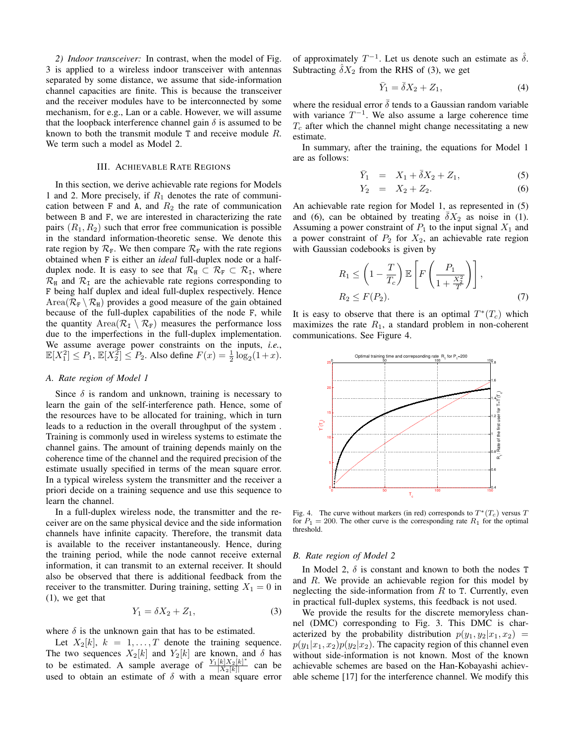*2) Indoor transceiver:* In contrast, when the model of Fig. 3 is applied to a wireless indoor transceiver with antennas separated by some distance, we assume that side-information channel capacities are finite. This is because the transceiver and the receiver modules have to be interconnected by some mechanism, for e.g., Lan or a cable. However, we will assume that the loopback interference channel gain $\delta$ is assumed to be known to both the transmit module $\mathtt{T}$ and receive module $R$. We term such a model as Model 2.

## III. Achievable Rate Regions

In this section, we derive achievable rate regions for Models 1 and 2. More precisely, if $R_1$ denotes the rate of communication between $\mathtt{F}$ and $\mathtt{A}$, and $R_2$ the rate of communication between $\mathtt{B}$ and $\mathtt{F}$, we are interested in characterizing the rate pairs $(R_1, R_2)$ such that error free communication is possible in the standard information-theoretic sense. We denote this rate region by $\mathcal{R}_{\mathtt{F}}$. We then compare $\mathcal{R}_{\mathtt{F}}$ with the rate regions obtained when $\mathtt{F}$ is either an *ideal* full-duplex node or a half-duplex node. It is easy to see that $\mathcal{R}_{\mathtt{H}} \subset \mathcal{R}_{\mathtt{F}} \subset \mathcal{R}_{\mathtt{I}}$, where $\mathcal{R}_{\mathtt{H}}$ and $\mathcal{R}_{\mathtt{I}}$ are the achievable rate regions corresponding to $\mathtt{F}$ being half duplex and ideal full-duplex respectively. Hence $\text{Area}(\mathcal{R}_{\mathtt{F}} \setminus \mathcal{R}_{\mathtt{H}})$ provides a good measure of the gain obtained because of the full-duplex capabilities of the node $\mathtt{F}$, while the quantity $\text{Area}(\mathcal{R}_{\mathtt{I}} \setminus \mathcal{R}_{\mathtt{F}})$ measures the performance loss due to the imperfections in the full-duplex implementation. We assume average power constraints on the inputs, *i.e.*, $\mathbb{E}[X_1^2] \leq P_1$, $\mathbb{E}[X_2^2] \leq P_2$. Also define $F(x) = \frac{1}{2}\log_2(1+x)$.

### A. Rate region of Model 1

Since $\delta$ is random and unknown, training is necessary to learn the gain of the self-interference path. Hence, some of the resources have to be allocated for training, which in turn leads to a reduction in the overall throughput of the system . Training is commonly used in wireless systems to estimate the channel gains. The amount of training depends mainly on the coherence time of the channel and the required precision of the estimate usually specified in terms of the mean square error. In a typical wireless system the transmitter and the receiver a priori decide on a training sequence and use this sequence to learn the channel.

In a full-duplex wireless node, the transmitter and the receiver are on the same physical device and the side information channels have infinite capacity. Therefore, the transmit data is available to the receiver instantaneously. Hence, during the training period, while the node cannot receive external information, it can transmit to an external receiver. It should also be observed that there is additional feedback from the receiver to the transmitter. During training, setting $X_1 = 0$ in (1), we get that

$$Y_1 = \delta X_2 + Z_1, \tag{3}$$

where $\delta$ is the unknown gain that has to be estimated.

Let $X_2[k]$, $k = 1, \ldots, T$ denote the training sequence. The two sequences $X_2[k]$ and $Y_2[k]$ are known, and $\delta$ has to be estimated. A sample average of $\frac{Y_1[k]X_2[k]^*}{|X_2[k]|}$ can be used to obtain an estimate of $\delta$ with a mean square error of approximately $T^{-1}$. Let us denote such an estimate as $\hat{\delta}$. Subtracting $\hat{\delta}X_2$ from the RHS of (3), we get

$$\bar{Y}_1 = \bar{\delta}X_2 + Z_1, \tag{4}$$

where the residual error $\bar{\delta}$ tends to a Gaussian random variable with variance $T^{-1}$. We also assume a large coherence time $T_c$ after which the channel might change necessitating a new estimate.

In summary, after the training, the equations for Model 1 are as follows:

$$\bar{Y}_1 = X_1 + \bar{\delta}X_2 + Z_1, \tag{5}$$

$$Y_2 = X_2 + Z_2. \tag{6}$$

An achievable rate region for Model 1, as represented in (5) and (6), can be obtained by treating $\bar{\delta}X_2$ as noise in (1). Assuming a power constraint of $P_1$ to the input signal $X_1$ and a power constraint of $P_2$ for $X_2$, an achievable rate region with Gaussian codebooks is given by

$$\begin{aligned} R_1 &\leq \left(1 - \frac{T}{T_c}\right)\mathbb{E}\left[F\left(\frac{P_1}{1 + \frac{X_2^2}{T}}\right)\right], \\ R_2 &\leq F(P_2). \end{aligned} \tag{7}$$

It is easy to observe that there is an optimal $T^*(T_c)$ which maximizes the rate $R_1$, a standard problem in non-coherent communications. See Figure 4.

Fig. 4. The curve without markers (in red) corresponds to $T^*(T_c)$ versus $T$ for $P_1 = 200$. The other curve is the corresponding rate $R_1$ for the optimal threshold.

### B. Rate region of Model 2

In Model 2, $\delta$ is constant and known to both the nodes $\mathtt{T}$ and $R$. We provide an achievable region for this model by neglecting the side-information from $R$ to $\mathtt{T}$. Currently, even in practical full-duplex systems, this feedback is not used.

We provide the results for the discrete memoryless channel (DMC) corresponding to Fig. 3. This DMC is characterized by the probability distribution $p(y_1, y_2|x_1, x_2) = p(y_1|x_1, x_2)p(y_2|x_2)$. The capacity region of this channel even without side-information is not known. Most of the known achievable schemes are based on the Han-Kobayashi achievable scheme [17] for the interference channel. We modify this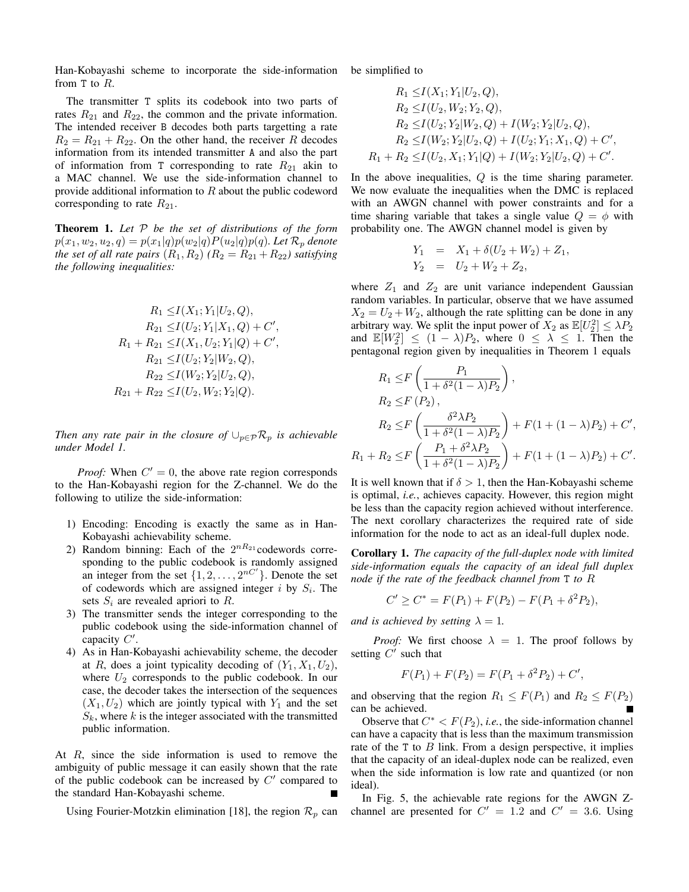Han-Kobayashi scheme to incorporate the side-information from T to $R$.

The transmitter T splits its codebook into two parts of rates $R_{21}$ and $R_{22}$, the common and the private information. The intended receiver B decodes both parts targetting a rate $R_2 = R_{21} + R_{22}$. On the other hand, the receiver $R$ decodes information from its intended transmitter A and also the part of information from T corresponding to rate $R_{21}$ akin to a MAC channel. We use the side-information channel to provide additional information to $R$ about the public codeword corresponding to rate $R_{21}$.

**Theorem 1.** *Let $\mathcal{P}$ be the set of distributions of the form $p(x_1, w_2, u_2, q) = p(x_1|q)p(w_2|q)P(u_2|q)p(q)$. Let $\mathcal{R}_p$ denote the set of all rate pairs $(R_1, R_2)$ ($R_2 = R_{21} + R_{22}$) satisfying the following inequalities:*

$$
\begin{aligned}
R_1 \leq & I(X_1; Y_1|U_2, Q), \\
R_{21} \leq & I(U_2; Y_1|X_1, Q) + C', \\
R_1 + R_{21} \leq & I(X_1, U_2; Y_1|Q) + C', \\
R_{21} \leq & I(U_2; Y_2|W_2, Q), \\
R_{22} \leq & I(W_2; Y_2|U_2, Q), \\
R_{21} + R_{22} \leq & I(U_2, W_2; Y_2|Q).
\end{aligned}
$$

*Then any rate pair in the closure of $\cup_{p \in \mathcal{P}} \mathcal{R}_p$ is achievable under Model 1.*

*Proof:* When $C' = 0$, the above rate region corresponds to the Han-Kobayashi region for the Z-channel. We do the following to utilize the side-information:

1) Encoding: Encoding is exactly the same as in Han-Kobayashi achievability scheme.
2) Random binning: Each of the $2^{nR_{21}}$codewords corresponding to the public codebook is randomly assigned an integer from the set $\{1, 2, \ldots, 2^{nC'}\}$. Denote the set of codewords which are assigned integer $i$ by $S_i$. The sets $S_i$ are revealed apriori to $R$.
3) The transmitter sends the integer corresponding to the public codebook using the side-information channel of capacity $C'$.
4) As in Han-Kobayashi achievability scheme, the decoder at $R$, does a joint typicality decoding of $(Y_1, X_1, U_2)$, where $U_2$ corresponds to the public codebook. In our case, the decoder takes the intersection of the sequences $(X_1, U_2)$ which are jointly typical with $Y_1$ and the set $S_k$, where $k$ is the integer associated with the transmitted public information.

At $R$, since the side information is used to remove the ambiguity of public message it can easily shown that the rate of the public codebook can be increased by $C'$ compared to the standard Han-Kobayashi scheme. ∎

Using Fourier-Motzkin elimination [18], the region $\mathcal{R}_p$ can be simplified to

$$
\begin{aligned}
R_1 \leq & I(X_1; Y_1|U_2, Q), \\
R_2 \leq & I(U_2, W_2; Y_2, Q), \\
R_2 \leq & I(U_2; Y_2|W_2, Q) + I(W_2; Y_2|U_2, Q), \\
R_2 \leq & I(W_2; Y_2|U_2, Q) + I(U_2; Y_1; X_1, Q) + C', \\
R_1 + R_2 \leq & I(U_2, X_1; Y_1|Q) + I(W_2; Y_2|U_2, Q) + C'.
\end{aligned}
$$

In the above inequalities, $Q$ is the time sharing parameter. We now evaluate the inequalities when the DMC is replaced with an AWGN channel with power constraints and for a time sharing variable that takes a single value $Q = \phi$ with probability one. The AWGN channel model is given by

$$
\begin{aligned}
Y_1 &= X_1 + \delta(U_2 + W_2) + Z_1, \\
Y_2 &= U_2 + W_2 + Z_2,
\end{aligned}
$$

where $Z_1$ and $Z_2$ are unit variance independent Gaussian random variables. In particular, observe that we have assumed $X_2 = U_2 + W_2$, although the rate splitting can be done in any arbitrary way. We split the input power of $X_2$ as $\mathbb{E}[U_2^2] \leq \lambda P_2$ and $\mathbb{E}[W_2^2] \leq (1 - \lambda)P_2$, where $0 \leq \lambda \leq 1$. Then the pentagonal region given by inequalities in Theorem 1 equals

$$
\begin{aligned}
R_1 \leq & F\left(\frac{P_1}{1 + \delta^2(1-\lambda)P_2}\right), \\
R_2 \leq & F\left(P_2\right), \\
R_2 \leq & F\left(\frac{\delta^2 \lambda P_2}{1 + \delta^2(1-\lambda)P_2}\right) + F(1 + (1-\lambda)P_2) + C', \\
R_1 + R_2 \leq & F\left(\frac{P_1 + \delta^2 \lambda P_2}{1 + \delta^2(1-\lambda)P_2}\right) + F(1 + (1-\lambda)P_2) + C'.
\end{aligned}
$$

It is well known that if $\delta > 1$, then the Han-Kobayashi scheme is optimal, *i.e.*, achieves capacity. However, this region might be less than the capacity region achieved without interference. The next corollary characterizes the required rate of side information for the node to act as an ideal-full duplex node.

**Corollary 1.** *The capacity of the full-duplex node with limited side-information equals the capacity of an ideal full duplex node if the rate of the feedback channel from* T *to* $R$

$$
C' \geq C^* = F(P_1) + F(P_2) - F(P_1 + \delta^2 P_2),
$$

*and is achieved by setting $\lambda = 1$.*

*Proof:* We first choose $\lambda = 1$. The proof follows by setting $C'$ such that

$$
F(P_1) + F(P_2) = F(P_1 + \delta^2 P_2) + C',
$$

and observing that the region $R_1 \leq F(P_1)$ and $R_2 \leq F(P_2)$ can be achieved. ∎

Observe that $C^* < F(P_2)$, *i.e.*, the side-information channel can have a capacity that is less than the maximum transmission rate of the T to $B$ link. From a design perspective, it implies that the capacity of an ideal-duplex node can be realized, even when the side information is low rate and quantized (or non ideal).

In Fig. 5, the achievable rate regions for the AWGN Z-channel are presented for $C' = 1.2$ and $C' = 3.6$. Using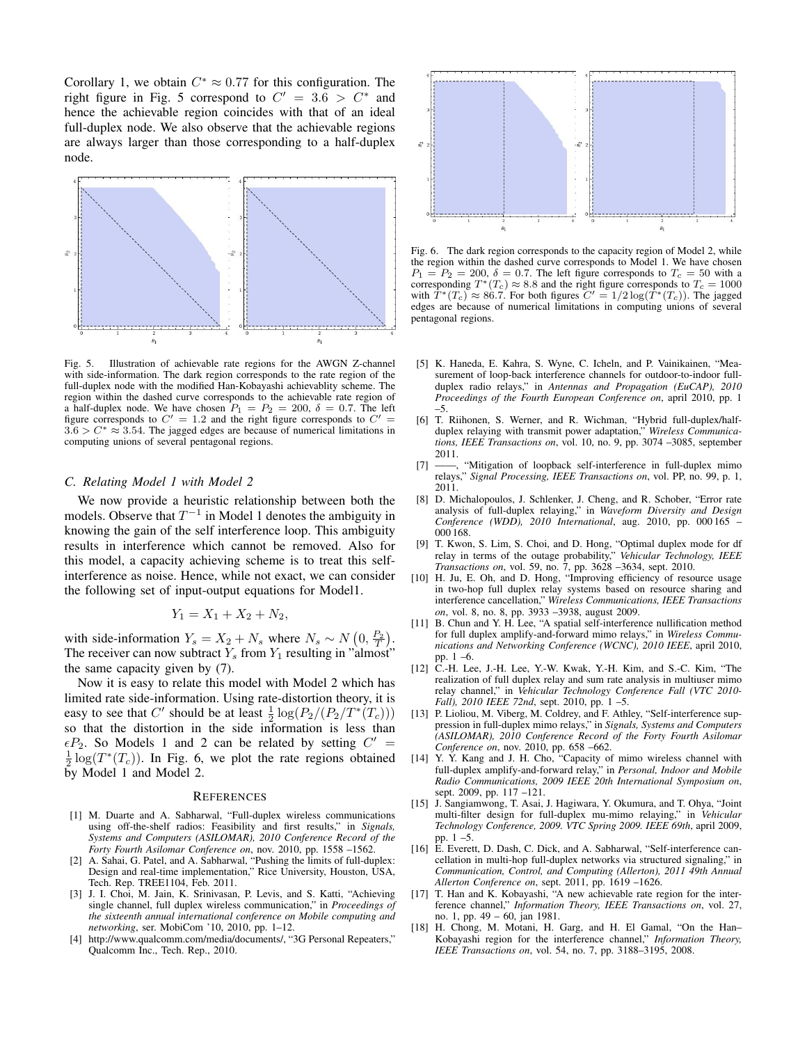Corollary 1, we obtain $C^* \approx 0.77$ for this configuration. The right figure in Fig. 5 correspond to $C' = 3.6 > C^*$ and hence the achievable region coincides with that of an ideal full-duplex node. We also observe that the achievable regions are always larger than those corresponding to a half-duplex node.

Fig. 5. Illustration of achievable rate regions for the AWGN Z-channel with side-information. The dark region corresponds to the rate region of the full-duplex node with the modified Han-Kobayashi achievablity scheme. The region within the dashed curve corresponds to the achievable rate region of a half-duplex node. We have chosen $P_1 = P_2 = 200$, $\delta = 0.7$. The left figure corresponds to $C' = 1.2$ and the right figure corresponds to $C' = 3.6 > C^* \approx 3.54$. The jagged edges are because of numerical limitations in computing unions of several pentagonal regions.

### C. Relating Model 1 with Model 2

We now provide a heuristic relationship between both the models. Observe that $T^{-1}$ in Model 1 denotes the ambiguity in knowing the gain of the self interference loop. This ambiguity results in interference which cannot be removed. Also for this model, a capacity achieving scheme is to treat this self-interference as noise. Hence, while not exact, we can consider the following set of input-output equations for Model1.

$$Y_1 = X_1 + X_2 + N_2,$$

with side-information $Y_s = X_2 + N_s$ where $N_s \sim N\left(0, \frac{P_2}{T}\right)$. The receiver can now subtract $Y_s$ from $Y_1$ resulting in "almost" the same capacity given by (7).

Now it is easy to relate this model with Model 2 which has limited rate side-information. Using rate-distortion theory, it is easy to see that $C'$ should be at least $\frac{1}{2}\log(P_2/(P_2/T^*(T_c)))$ so that the distortion in the side information is less than $\epsilon P_2$. So Models 1 and 2 can be related by setting $C' = \frac{1}{2}\log(T^*(T_c))$. In Fig. 6, we plot the rate regions obtained by Model 1 and Model 2.

Fig. 6. The dark region corresponds to the capacity region of Model 2, while the region within the dashed curve corresponds to Model 1. We have chosen $P_1 = P_2 = 200$, $\delta = 0.7$. The left figure corresponds to $T_c = 50$ with a corresponding $T^*(T_c) \approx 8.8$ and the right figure corresponds to $T_c = 1000$ with $T^*(T_c) \approx 86.7$. For both figures $C' = 1/2\log(T^*(T_c))$. The jagged edges are because of numerical limitations in computing unions of several pentagonal regions.

## References

[1] M. Duarte and A. Sabharwal, "Full-duplex wireless communications using off-the-shelf radios: Feasibility and first results," in *Signals, Systems and Computers (ASILOMAR), 2010 Conference Record of the Forty Fourth Asilomar Conference on*, nov. 2010, pp. 1558 –1562.

[2] A. Sahai, G. Patel, and A. Sabharwal, "Pushing the limits of full-duplex: Design and real-time implementation," Rice University, Houston, USA, Tech. Rep. TREE1104, Feb. 2011.

[3] J. I. Choi, M. Jain, K. Srinivasan, P. Levis, and S. Katti, "Achieving single channel, full duplex wireless communication," in *Proceedings of the sixteenth annual international conference on Mobile computing and networking*, ser. MobiCom '10, 2010, pp. 1–12.

[4] http://www.qualcomm.com/media/documents/, "3G Personal Repeaters," Qualcomm Inc., Tech. Rep., 2010.

[5] K. Haneda, E. Kahra, S. Wyne, C. Icheln, and P. Vainikainen, "Measurement of loop-back interference channels for outdoor-to-indoor full-duplex radio relays," in *Antennas and Propagation (EuCAP), 2010 Proceedings of the Fourth European Conference on*, april 2010, pp. 1 –5.

[6] T. Riihonen, S. Werner, and R. Wichman, "Hybrid full-duplex/half-duplex relaying with transmit power adaptation," *Wireless Communications, IEEE Transactions on*, vol. 10, no. 9, pp. 3074 –3085, september 2011.

[7] ——, "Mitigation of loopback self-interference in full-duplex mimo relays," *Signal Processing, IEEE Transactions on*, vol. PP, no. 99, p. 1, 2011.

[8] D. Michalopoulos, J. Schlenker, J. Cheng, and R. Schober, "Error rate analysis of full-duplex relaying," in *Waveform Diversity and Design Conference (WDD), 2010 International*, aug. 2010, pp. 000 165 – 000 168.

[9] T. Kwon, S. Lim, S. Choi, and D. Hong, "Optimal duplex mode for df relay in terms of the outage probability," *Vehicular Technology, IEEE Transactions on*, vol. 59, no. 7, pp. 3628 –3634, sept. 2010.

[10] H. Ju, E. Oh, and D. Hong, "Improving efficiency of resource usage in two-hop full duplex relay systems based on resource sharing and interference cancellation," *Wireless Communications, IEEE Transactions on*, vol. 8, no. 8, pp. 3933 –3938, august 2009.

[11] B. Chun and Y. H. Lee, "A spatial self-interference nullification method for full duplex amplify-and-forward mimo relays," in *Wireless Communications and Networking Conference (WCNC), 2010 IEEE*, april 2010, pp. 1 –6.

[12] C.-H. Lee, J.-H. Lee, Y.-W. Kwak, Y.-H. Kim, and S.-C. Kim, "The realization of full duplex relay and sum rate analysis in multiuser mimo relay channel," in *Vehicular Technology Conference Fall (VTC 2010-Fall), 2010 IEEE 72nd*, sept. 2010, pp. 1 –5.

[13] P. Lioliou, M. Viberg, M. Coldrey, and F. Athley, "Self-interference suppression in full-duplex mimo relays," in *Signals, Systems and Computers (ASILOMAR), 2010 Conference Record of the Forty Fourth Asilomar Conference on*, nov. 2010, pp. 658 –662.

[14] Y. Y. Kang and J. H. Cho, "Capacity of mimo wireless channel with full-duplex amplify-and-forward relay," in *Personal, Indoor and Mobile Radio Communications, 2009 IEEE 20th International Symposium on*, sept. 2009, pp. 117 –121.

[15] J. Sangiamwong, T. Asai, J. Hagiwara, Y. Okumura, and T. Ohya, "Joint multi-filter design for full-duplex mu-mimo relaying," in *Vehicular Technology Conference, 2009. VTC Spring 2009. IEEE 69th*, april 2009, pp. 1 –5.

[16] E. Everett, D. Dash, C. Dick, and A. Sabharwal, "Self-interference cancellation in multi-hop full-duplex networks via structured signaling," in *Communication, Control, and Computing (Allerton), 2011 49th Annual Allerton Conference on*, sept. 2011, pp. 1619 –1626.

[17] T. Han and K. Kobayashi, "A new achievable rate region for the interference channel," *Information Theory, IEEE Transactions on*, vol. 27, no. 1, pp. 49 – 60, jan 1981.

[18] H. Chong, M. Motani, H. Garg, and H. El Gamal, "On the Han–Kobayashi region for the interference channel," *Information Theory, IEEE Transactions on*, vol. 54, no. 7, pp. 3188–3195, 2008.